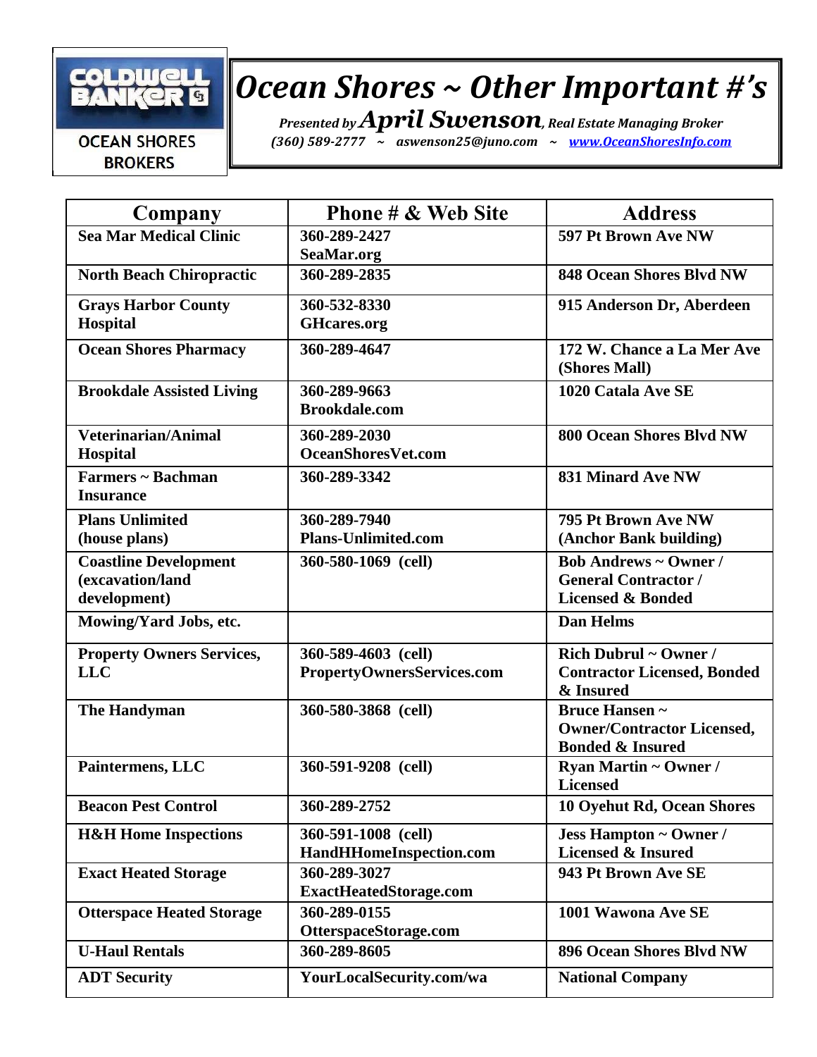COLDWELL BANKER
OCEAN SHORES BROKERS

# *Ocean Shores ~ Other Important #'s*

*Presented by* ***April Swenson****, Real Estate Managing Broker*
*(360) 589-2777 ~ aswenson25@juno.com ~ www.OceanShoresInfo.com*

| Company | Phone # & Web Site | Address |
|---|---|---|
| **Sea Mar Medical Clinic** | **360-289-2427 SeaMar.org** | **597 Pt Brown Ave NW** |
| **North Beach Chiropractic** | **360-289-2835** | **848 Ocean Shores Blvd NW** |
| **Grays Harbor County Hospital** | **360-532-8330 GHcares.org** | **915 Anderson Dr, Aberdeen** |
| **Ocean Shores Pharmacy** | **360-289-4647** | **172 W. Chance a La Mer Ave (Shores Mall)** |
| **Brookdale Assisted Living** | **360-289-9663 Brookdale.com** | **1020 Catala Ave SE** |
| **Veterinarian/Animal Hospital** | **360-289-2030 OceanShoresVet.com** | **800 Ocean Shores Blvd NW** |
| **Farmers ~ Bachman Insurance** | **360-289-3342** | **831 Minard Ave NW** |
| **Plans Unlimited (house plans)** | **360-289-7940 Plans-Unlimited.com** | **795 Pt Brown Ave NW (Anchor Bank building)** |
| **Coastline Development (excavation/land development)** | **360-580-1069 (cell)** | **Bob Andrews ~ Owner / General Contractor / Licensed & Bonded** |
| **Mowing/Yard Jobs, etc.** | | **Dan Helms** |
| **Property Owners Services, LLC** | **360-589-4603 (cell) PropertyOwnersServices.com** | **Rich Dubrul ~ Owner / Contractor Licensed, Bonded & Insured** |
| **The Handyman** | **360-580-3868 (cell)** | **Bruce Hansen ~ Owner/Contractor Licensed, Bonded & Insured** |
| **Paintermens, LLC** | **360-591-9208 (cell)** | **Ryan Martin ~ Owner / Licensed** |
| **Beacon Pest Control** | **360-289-2752** | **10 Oyehut Rd, Ocean Shores** |
| **H&H Home Inspections** | **360-591-1008 (cell) HandHHomeInspection.com** | **Jess Hampton ~ Owner / Licensed & Insured** |
| **Exact Heated Storage** | **360-289-3027 ExactHeatedStorage.com** | **943 Pt Brown Ave SE** |
| **Otterspace Heated Storage** | **360-289-0155 OtterspaceStorage.com** | **1001 Wawona Ave SE** |
| **U-Haul Rentals** | **360-289-8605** | **896 Ocean Shores Blvd NW** |
| **ADT Security** | **YourLocalSecurity.com/wa** | **National Company** |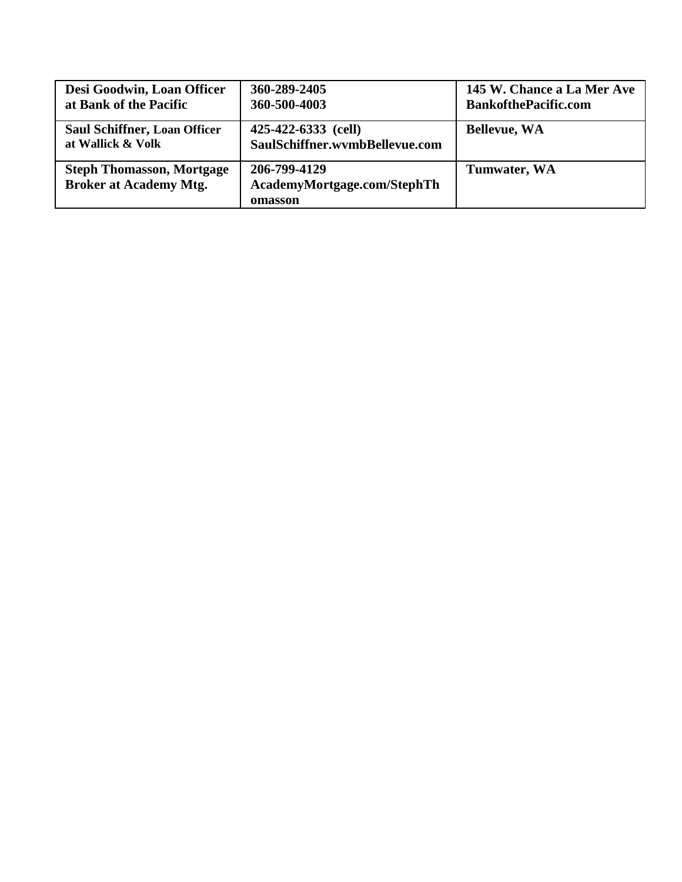| | | |
|---|---|---|
| **Desi Goodwin, Loan Officer at Bank of the Pacific** | **360-289-2405**<br>**360-500-4003** | **145 W. Chance a La Mer Ave**<br>**BankofthePacific.com** |
| **Saul Schiffner, Loan Officer at Wallick & Volk** | **425-422-6333 (cell)**<br>**SaulSchiffner.wvmbBellevue.com** | **Bellevue, WA** |
| **Steph Thomasson, Mortgage Broker at Academy Mtg.** | **206-799-4129**<br>**AcademyMortgage.com/StephThomasson** | **Tumwater, WA** |